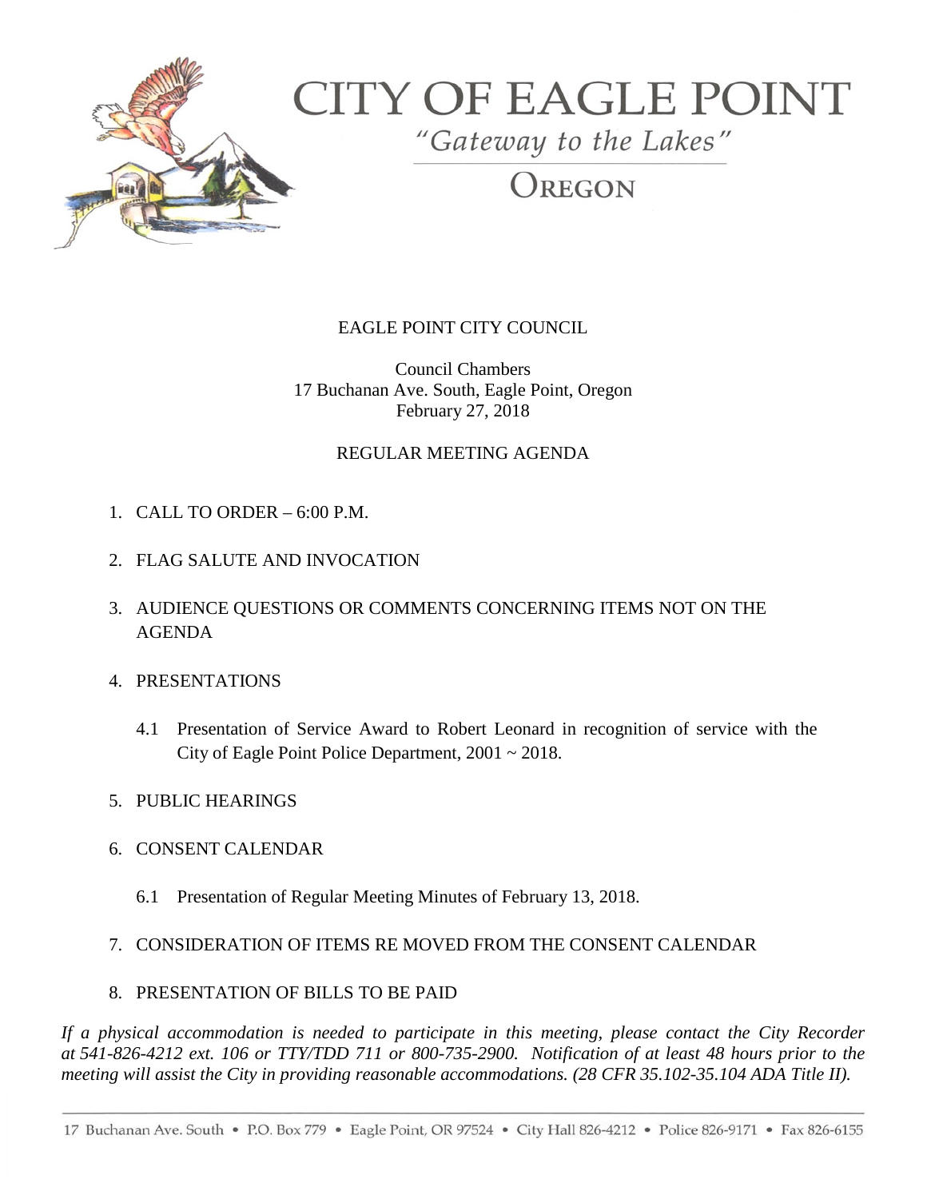# CITY OF EAGLE POINT

*"Gateway to the Lakes"*

OREGON

EAGLE POINT CITY COUNCIL

Council Chambers
17 Buchanan Ave. South, Eagle Point, Oregon
February 27, 2018

REGULAR MEETING AGENDA

1. CALL TO ORDER – 6:00 P.M.

2. FLAG SALUTE AND INVOCATION

3. AUDIENCE QUESTIONS OR COMMENTS CONCERNING ITEMS NOT ON THE AGENDA

4. PRESENTATIONS

   4.1 Presentation of Service Award to Robert Leonard in recognition of service with the City of Eagle Point Police Department, 2001 ~ 2018.

5. PUBLIC HEARINGS

6. CONSENT CALENDAR

   6.1 Presentation of Regular Meeting Minutes of February 13, 2018.

7. CONSIDERATION OF ITEMS RE MOVED FROM THE CONSENT CALENDAR

8. PRESENTATION OF BILLS TO BE PAID

*If a physical accommodation is needed to participate in this meeting, please contact the City Recorder at 541-826-4212 ext. 106 or TTY/TDD 711 or 800-735-2900. Notification of at least 48 hours prior to the meeting will assist the City in providing reasonable accommodations. (28 CFR 35.102-35.104 ADA Title II).*

17 Buchanan Ave. South • P.O. Box 779 • Eagle Point, OR 97524 • City Hall 826-4212 • Police 826-9171 • Fax 826-6155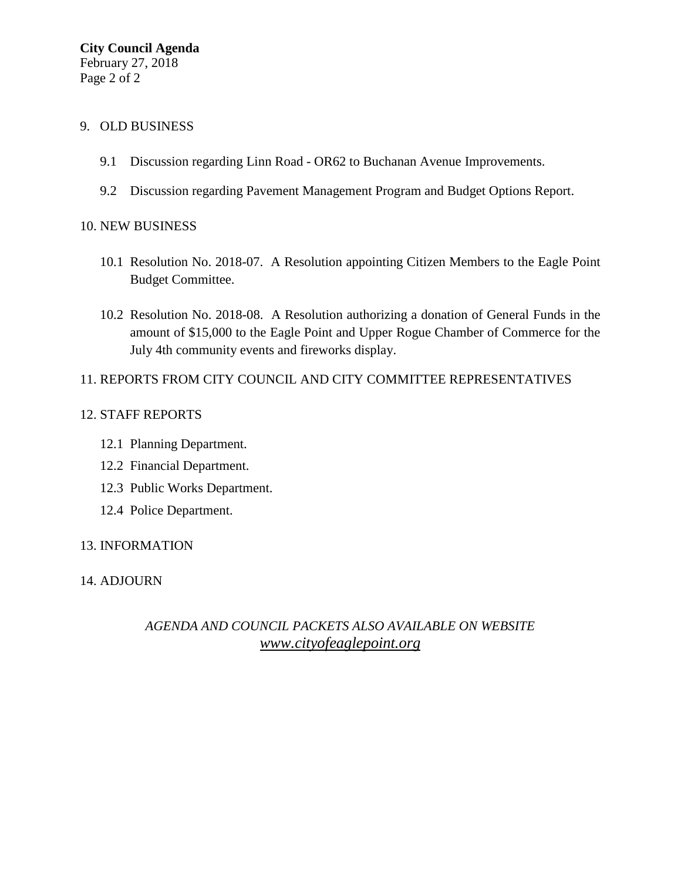9. OLD BUSINESS

   9.1 Discussion regarding Linn Road - OR62 to Buchanan Avenue Improvements.

   9.2 Discussion regarding Pavement Management Program and Budget Options Report.

10. NEW BUSINESS

   10.1 Resolution No. 2018-07. A Resolution appointing Citizen Members to the Eagle Point Budget Committee.

   10.2 Resolution No. 2018-08. A Resolution authorizing a donation of General Funds in the amount of $15,000 to the Eagle Point and Upper Rogue Chamber of Commerce for the July 4th community events and fireworks display.

11. REPORTS FROM CITY COUNCIL AND CITY COMMITTEE REPRESENTATIVES

12. STAFF REPORTS

   12.1 Planning Department.

   12.2 Financial Department.

   12.3 Public Works Department.

   12.4 Police Department.

13. INFORMATION

14. ADJOURN

*AGENDA AND COUNCIL PACKETS ALSO AVAILABLE ON WEBSITE*
*www.cityofeaglepoint.org*